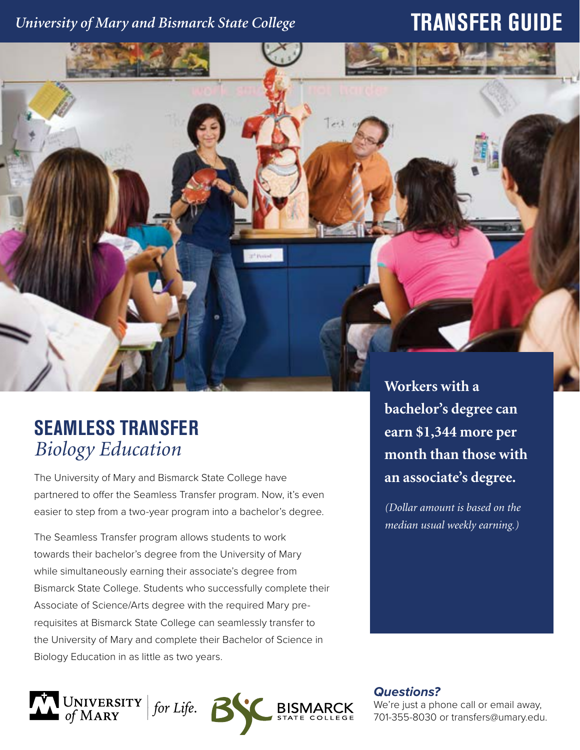*University of Mary and Bismarck State College*

# TRANSFER GUIDE

## SEAMLESS TRANSFER
*Biology Education*

The University of Mary and Bismarck State College have partnered to offer the Seamless Transfer program. Now, it's even easier to step from a two-year program into a bachelor's degree.

The Seamless Transfer program allows students to work towards their bachelor's degree from the University of Mary while simultaneously earning their associate's degree from Bismarck State College. Students who successfully complete their Associate of Science/Arts degree with the required Mary pre-requisites at Bismarck State College can seamlessly transfer to the University of Mary and complete their Bachelor of Science in Biology Education in as little as two years.

**Workers with a bachelor's degree can earn $1,344 more per month than those with an associate's degree.**

*(Dollar amount is based on the median usual weekly earning.)*

UNIVERSITY of MARY | *for Life.*

BSC BISMARCK STATE COLLEGE

***Questions?***

We're just a phone call or email away, 701-355-8030 or transfers@umary.edu.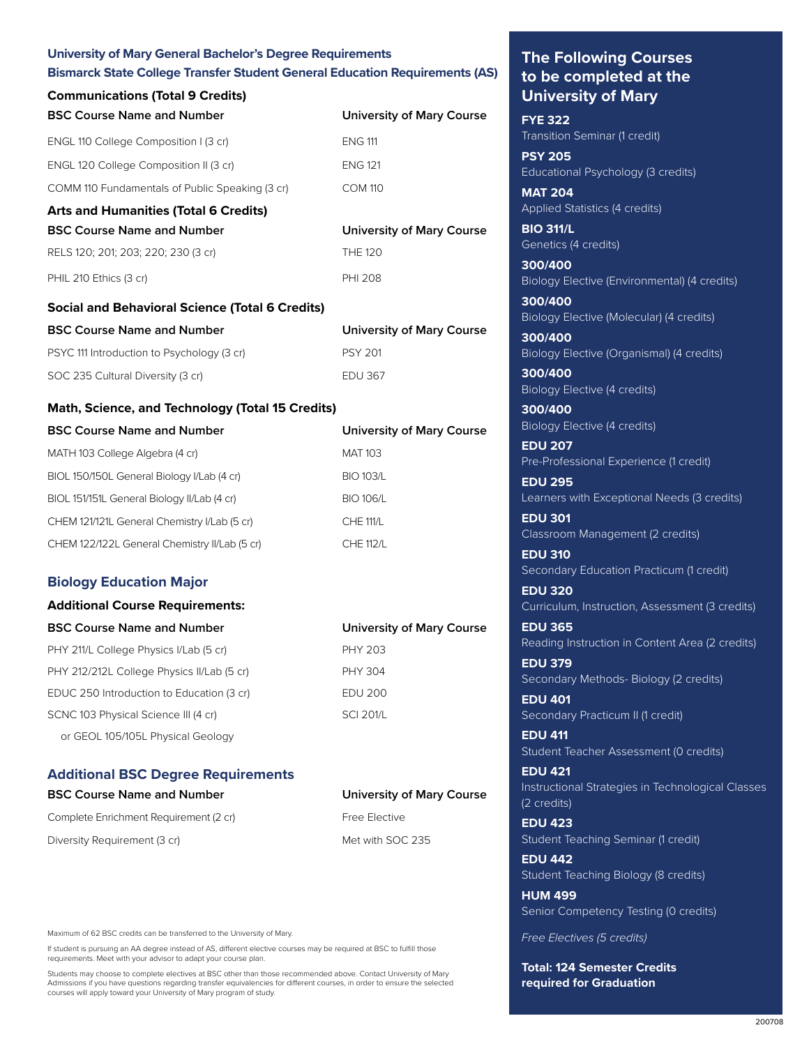## University of Mary General Bachelor's Degree Requirements
## Bismarck State College Transfer Student General Education Requirements (AS)

### Communications (Total 9 Credits)

| BSC Course Name and Number | University of Mary Course |
|---|---|
| ENGL 110 College Composition I (3 cr) | ENG 111 |
| ENGL 120 College Composition II (3 cr) | ENG 121 |
| COMM 110 Fundamentals of Public Speaking (3 cr) | COM 110 |

### Arts and Humanities (Total 6 Credits)

| BSC Course Name and Number | University of Mary Course |
|---|---|
| RELS 120; 201; 203; 220; 230 (3 cr) | THE 120 |
| PHIL 210 Ethics (3 cr) | PHI 208 |

### Social and Behavioral Science (Total 6 Credits)

| BSC Course Name and Number | University of Mary Course |
|---|---|
| PSYC 111 Introduction to Psychology (3 cr) | PSY 201 |
| SOC 235 Cultural Diversity (3 cr) | EDU 367 |

### Math, Science, and Technology (Total 15 Credits)

| BSC Course Name and Number | University of Mary Course |
|---|---|
| MATH 103 College Algebra (4 cr) | MAT 103 |
| BIOL 150/150L General Biology I/Lab (4 cr) | BIO 103/L |
| BIOL 151/151L General Biology II/Lab (4 cr) | BIO 106/L |
| CHEM 121/121L General Chemistry I/Lab (5 cr) | CHE 111/L |
| CHEM 122/122L General Chemistry II/Lab (5 cr) | CHE 112/L |

## Biology Education Major

### Additional Course Requirements:

| BSC Course Name and Number | University of Mary Course |
|---|---|
| PHY 211/L College Physics I/Lab (5 cr) | PHY 203 |
| PHY 212/212L College Physics II/Lab (5 cr) | PHY 304 |
| EDUC 250 Introduction to Education (3 cr) | EDU 200 |
| SCNC 103 Physical Science III (4 cr) | SCI 201/L |
| or GEOL 105/105L Physical Geology | |

## Additional BSC Degree Requirements

| BSC Course Name and Number | University of Mary Course |
|---|---|
| Complete Enrichment Requirement (2 cr) | Free Elective |
| Diversity Requirement (3 cr) | Met with SOC 235 |

Maximum of 62 BSC credits can be transferred to the University of Mary.

If student is pursuing an AA degree instead of AS, different elective courses may be required at BSC to fulfill those requirements. Meet with your advisor to adapt your course plan.

Students may choose to complete electives at BSC other than those recommended above. Contact University of Mary Admissions if you have questions regarding transfer equivalencies for different courses, in order to ensure the selected courses will apply toward your University of Mary program of study.

## The Following Courses to be completed at the University of Mary

**FYE 322**
Transition Seminar (1 credit)

**PSY 205**
Educational Psychology (3 credits)

**MAT 204**
Applied Statistics (4 credits)

**BIO 311/L**
Genetics (4 credits)

**300/400**
Biology Elective (Environmental) (4 credits)

**300/400**
Biology Elective (Molecular) (4 credits)

**300/400**
Biology Elective (Organismal) (4 credits)

**300/400**
Biology Elective (4 credits)

**300/400**
Biology Elective (4 credits)

**EDU 207**
Pre-Professional Experience (1 credit)

**EDU 295**
Learners with Exceptional Needs (3 credits)

**EDU 301**
Classroom Management (2 credits)

**EDU 310**
Secondary Education Practicum (1 credit)

**EDU 320**
Curriculum, Instruction, Assessment (3 credits)

**EDU 365**
Reading Instruction in Content Area (2 credits)

**EDU 379**
Secondary Methods- Biology (2 credits)

**EDU 401**
Secondary Practicum II (1 credit)

**EDU 411**
Student Teacher Assessment (0 credits)

**EDU 421**
Instructional Strategies in Technological Classes (2 credits)

**EDU 423**
Student Teaching Seminar (1 credit)

**EDU 442**
Student Teaching Biology (8 credits)

**HUM 499**
Senior Competency Testing (0 credits)

*Free Electives (5 credits)*

**Total: 124 Semester Credits required for Graduation**

200708